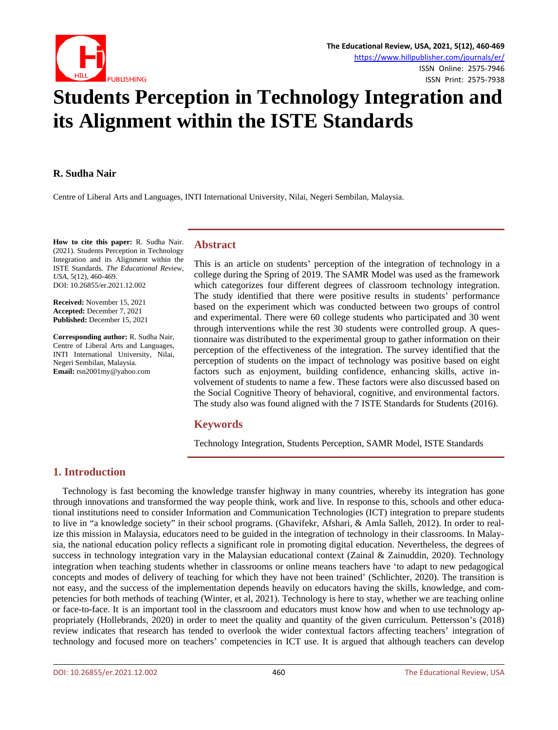# Students Perception in Technology Integration and its Alignment within the ISTE Standards

**R. Sudha Nair**

Centre of Liberal Arts and Languages, INTI International University, Nilai, Negeri Sembilan, Malaysia.

**How to cite this paper:** R. Sudha Nair. (2021). Students Perception in Technology Integration and its Alignment within the ISTE Standards. *The Educational Review, USA*, 5(12), 460-469.
DOI: 10.26855/er.2021.12.002

**Received:** November 15, 2021
**Accepted:** December 7, 2021
**Published:** December 15, 2021

**Corresponding author:** R. Sudha Nair, Centre of Liberal Arts and Languages, INTI International University, Nilai, Negeri Sembilan, Malaysia.
**Email:** rsn2001my@yahoo.com

## Abstract

This is an article on students' perception of the integration of technology in a college during the Spring of 2019. The SAMR Model was used as the framework which categorizes four different degrees of classroom technology integration. The study identified that there were positive results in students' performance based on the experiment which was conducted between two groups of control and experimental. There were 60 college students who participated and 30 went through interventions while the rest 30 students were controlled group. A questionnaire was distributed to the experimental group to gather information on their perception of the effectiveness of the integration. The survey identified that the perception of students on the impact of technology was positive based on eight factors such as enjoyment, building confidence, enhancing skills, active involvement of students to name a few. These factors were also discussed based on the Social Cognitive Theory of behavioral, cognitive, and environmental factors. The study also was found aligned with the 7 ISTE Standards for Students (2016).

## Keywords

Technology Integration, Students Perception, SAMR Model, ISTE Standards

## 1. Introduction

Technology is fast becoming the knowledge transfer highway in many countries, whereby its integration has gone through innovations and transformed the way people think, work and live. In response to this, schools and other educational institutions need to consider Information and Communication Technologies (ICT) integration to prepare students to live in "a knowledge society" in their school programs. (Ghavifekr, Afshari, & Amla Salleh, 2012). In order to realize this mission in Malaysia, educators need to be guided in the integration of technology in their classrooms. In Malaysia, the national education policy reflects a significant role in promoting digital education. Nevertheless, the degrees of success in technology integration vary in the Malaysian educational context (Zainal & Zainuddin, 2020). Technology integration when teaching students whether in classrooms or online means teachers have 'to adapt to new pedagogical concepts and modes of delivery of teaching for which they have not been trained' (Schlichter, 2020). The transition is not easy, and the success of the implementation depends heavily on educators having the skills, knowledge, and competencies for both methods of teaching (Winter, et al, 2021). Technology is here to stay, whether we are teaching online or face-to-face. It is an important tool in the classroom and educators must know how and when to use technology appropriately (Hollebrands, 2020) in order to meet the quality and quantity of the given curriculum. Pettersson's (2018) review indicates that research has tended to overlook the wider contextual factors affecting teachers' integration of technology and focused more on teachers' competencies in ICT use. It is argued that although teachers can develop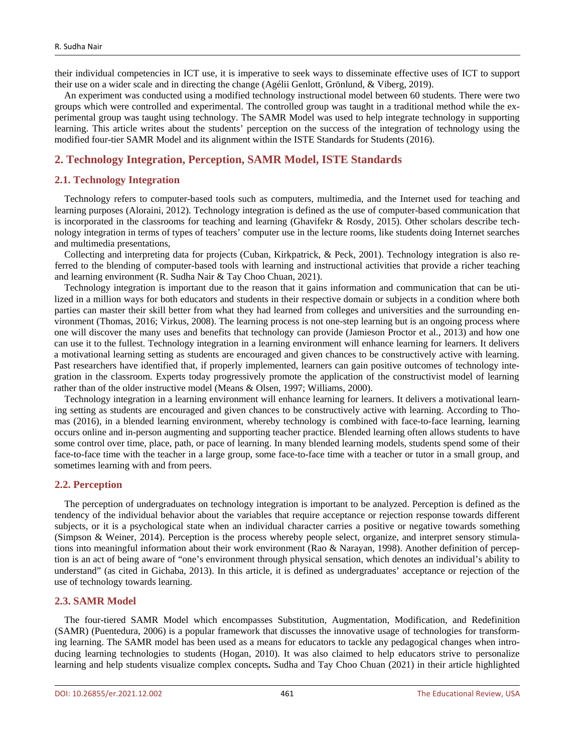their individual competencies in ICT use, it is imperative to seek ways to disseminate effective uses of ICT to support their use on a wider scale and in directing the change (Agélii Genlott, Grönlund, & Viberg, 2019).

An experiment was conducted using a modified technology instructional model between 60 students. There were two groups which were controlled and experimental. The controlled group was taught in a traditional method while the experimental group was taught using technology. The SAMR Model was used to help integrate technology in supporting learning. This article writes about the students' perception on the success of the integration of technology using the modified four-tier SAMR Model and its alignment within the ISTE Standards for Students (2016).

## 2. Technology Integration, Perception, SAMR Model, ISTE Standards

### 2.1. Technology Integration

Technology refers to computer-based tools such as computers, multimedia, and the Internet used for teaching and learning purposes (Aloraini, 2012). Technology integration is defined as the use of computer-based communication that is incorporated in the classrooms for teaching and learning (Ghavifekr & Rosdy, 2015). Other scholars describe technology integration in terms of types of teachers' computer use in the lecture rooms, like students doing Internet searches and multimedia presentations,

Collecting and interpreting data for projects (Cuban, Kirkpatrick, & Peck, 2001). Technology integration is also referred to the blending of computer-based tools with learning and instructional activities that provide a richer teaching and learning environment (R. Sudha Nair & Tay Choo Chuan, 2021).

Technology integration is important due to the reason that it gains information and communication that can be utilized in a million ways for both educators and students in their respective domain or subjects in a condition where both parties can master their skill better from what they had learned from colleges and universities and the surrounding environment (Thomas, 2016; Virkus, 2008). The learning process is not one-step learning but is an ongoing process where one will discover the many uses and benefits that technology can provide (Jamieson Proctor et al., 2013) and how one can use it to the fullest. Technology integration in a learning environment will enhance learning for learners. It delivers a motivational learning setting as students are encouraged and given chances to be constructively active with learning. Past researchers have identified that, if properly implemented, learners can gain positive outcomes of technology integration in the classroom. Experts today progressively promote the application of the constructivist model of learning rather than of the older instructive model (Means & Olsen, 1997; Williams, 2000).

Technology integration in a learning environment will enhance learning for learners. It delivers a motivational learning setting as students are encouraged and given chances to be constructively active with learning. According to Thomas (2016), in a blended learning environment, whereby technology is combined with face-to-face learning, learning occurs online and in-person augmenting and supporting teacher practice. Blended learning often allows students to have some control over time, place, path, or pace of learning. In many blended learning models, students spend some of their face-to-face time with the teacher in a large group, some face-to-face time with a teacher or tutor in a small group, and sometimes learning with and from peers.

### 2.2. Perception

The perception of undergraduates on technology integration is important to be analyzed. Perception is defined as the tendency of the individual behavior about the variables that require acceptance or rejection response towards different subjects, or it is a psychological state when an individual character carries a positive or negative towards something (Simpson & Weiner, 2014). Perception is the process whereby people select, organize, and interpret sensory stimulations into meaningful information about their work environment (Rao & Narayan, 1998). Another definition of perception is an act of being aware of "one's environment through physical sensation, which denotes an individual's ability to understand" (as cited in Gichaba, 2013). In this article, it is defined as undergraduates' acceptance or rejection of the use of technology towards learning.

### 2.3. SAMR Model

The four-tiered SAMR Model which encompasses Substitution, Augmentation, Modification, and Redefinition (SAMR) (Puentedura, 2006) is a popular framework that discusses the innovative usage of technologies for transforming learning. The SAMR model has been used as a means for educators to tackle any pedagogical changes when introducing learning technologies to students (Hogan, 2010). It was also claimed to help educators strive to personalize learning and help students visualize complex concepts**.** Sudha and Tay Choo Chuan (2021) in their article highlighted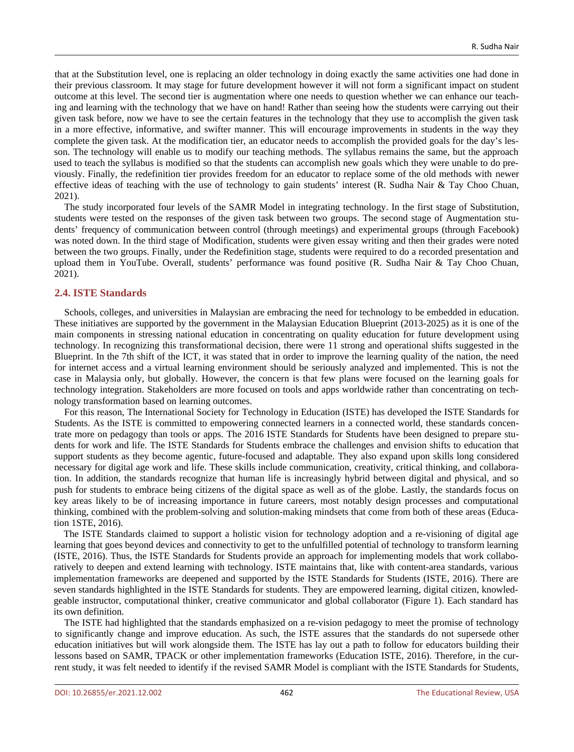that at the Substitution level, one is replacing an older technology in doing exactly the same activities one had done in their previous classroom. It may stage for future development however it will not form a significant impact on student outcome at this level. The second tier is augmentation where one needs to question whether we can enhance our teaching and learning with the technology that we have on hand! Rather than seeing how the students were carrying out their given task before, now we have to see the certain features in the technology that they use to accomplish the given task in a more effective, informative, and swifter manner. This will encourage improvements in students in the way they complete the given task. At the modification tier, an educator needs to accomplish the provided goals for the day's lesson. The technology will enable us to modify our teaching methods. The syllabus remains the same, but the approach used to teach the syllabus is modified so that the students can accomplish new goals which they were unable to do previously. Finally, the redefinition tier provides freedom for an educator to replace some of the old methods with newer effective ideas of teaching with the use of technology to gain students' interest (R. Sudha Nair & Tay Choo Chuan, 2021).

The study incorporated four levels of the SAMR Model in integrating technology. In the first stage of Substitution, students were tested on the responses of the given task between two groups. The second stage of Augmentation students' frequency of communication between control (through meetings) and experimental groups (through Facebook) was noted down. In the third stage of Modification, students were given essay writing and then their grades were noted between the two groups. Finally, under the Redefinition stage, students were required to do a recorded presentation and upload them in YouTube. Overall, students' performance was found positive (R. Sudha Nair & Tay Choo Chuan, 2021).

## 2.4. ISTE Standards

Schools, colleges, and universities in Malaysian are embracing the need for technology to be embedded in education. These initiatives are supported by the government in the Malaysian Education Blueprint (2013-2025) as it is one of the main components in stressing national education in concentrating on quality education for future development using technology. In recognizing this transformational decision, there were 11 strong and operational shifts suggested in the Blueprint. In the 7th shift of the ICT, it was stated that in order to improve the learning quality of the nation, the need for internet access and a virtual learning environment should be seriously analyzed and implemented. This is not the case in Malaysia only, but globally. However, the concern is that few plans were focused on the learning goals for technology integration. Stakeholders are more focused on tools and apps worldwide rather than concentrating on technology transformation based on learning outcomes.

For this reason, The International Society for Technology in Education (ISTE) has developed the ISTE Standards for Students. As the ISTE is committed to empowering connected learners in a connected world, these standards concentrate more on pedagogy than tools or apps. The 2016 ISTE Standards for Students have been designed to prepare students for work and life. The ISTE Standards for Students embrace the challenges and envision shifts to education that support students as they become agentic, future-focused and adaptable. They also expand upon skills long considered necessary for digital age work and life. These skills include communication, creativity, critical thinking, and collaboration. In addition, the standards recognize that human life is increasingly hybrid between digital and physical, and so push for students to embrace being citizens of the digital space as well as of the globe. Lastly, the standards focus on key areas likely to be of increasing importance in future careers, most notably design processes and computational thinking, combined with the problem-solving and solution-making mindsets that come from both of these areas (Education 1STE, 2016).

The ISTE Standards claimed to support a holistic vision for technology adoption and a re-visioning of digital age learning that goes beyond devices and connectivity to get to the unfulfilled potential of technology to transform learning (ISTE, 2016). Thus, the ISTE Standards for Students provide an approach for implementing models that work collaboratively to deepen and extend learning with technology. ISTE maintains that, like with content-area standards, various implementation frameworks are deepened and supported by the ISTE Standards for Students (ISTE, 2016). There are seven standards highlighted in the ISTE Standards for students. They are empowered learning, digital citizen, knowledgeable instructor, computational thinker, creative communicator and global collaborator (Figure 1). Each standard has its own definition.

The ISTE had highlighted that the standards emphasized on a re-vision pedagogy to meet the promise of technology to significantly change and improve education. As such, the ISTE assures that the standards do not supersede other education initiatives but will work alongside them. The ISTE has lay out a path to follow for educators building their lessons based on SAMR, TPACK or other implementation frameworks (Education ISTE, 2016). Therefore, in the current study, it was felt needed to identify if the revised SAMR Model is compliant with the ISTE Standards for Students,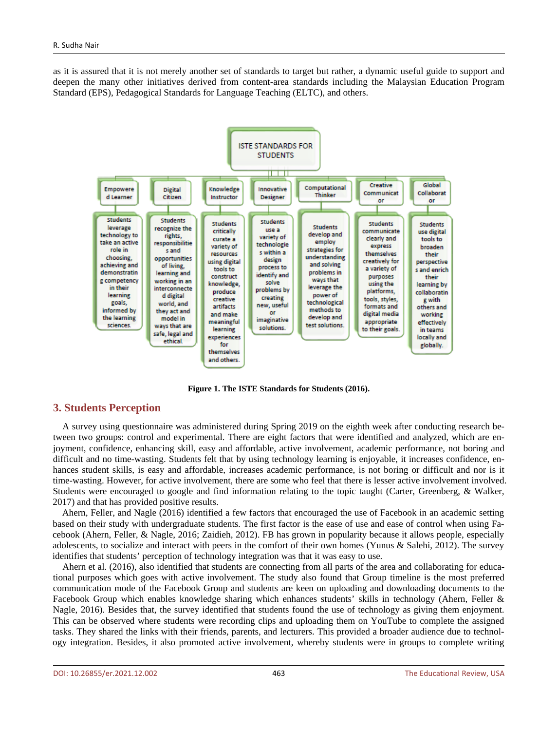as it is assured that it is not merely another set of standards to target but rather, a dynamic useful guide to support and deepen the many other initiatives derived from content-area standards including the Malaysian Education Program Standard (EPS), Pedagogical Standards for Language Teaching (ELTC), and others.

ISTE STANDARDS FOR STUDENTS

| Empowered Learner | Digital Citizen | Knowledge Instructor | Innovative Designer | Computational Thinker | Creative Communicator | Global Collaborator |
|---|---|---|---|---|---|---|
| Students leverage technology to take an active role in choosing, achieving and demonstrating competency in their learning goals, informed by the learning sciences. | Students recognize the rights, responsibilities and opportunities of living, learning and working in an interconnected digital world, and they act and model in ways that are safe, legal and ethical. | Students critically curate a variety of resources using digital tools to construct knowledge, produce creative artifacts and make meaningful learning experiences for themselves and others. | Students use a variety of technologies within a design process to identify and solve problems by creating new, useful or imaginative solutions. | Students develop and employ strategies for understanding and solving problems in ways that leverage the power of technological methods to develop and test solutions. | Students communicate clearly and express themselves creatively for a variety of purposes using the platforms, tools, styles, formats and digital media appropriate to their goals. | Students use digital tools to broaden their perspectives and enrich their learning by collaborating with others and working effectively in teams locally and globally. |

**Figure 1. The ISTE Standards for Students (2016).**

## 3. Students Perception

A survey using questionnaire was administered during Spring 2019 on the eighth week after conducting research between two groups: control and experimental. There are eight factors that were identified and analyzed, which are enjoyment, confidence, enhancing skill, easy and affordable, active involvement, academic performance, not boring and difficult and no time-wasting. Students felt that by using technology learning is enjoyable, it increases confidence, enhances student skills, is easy and affordable, increases academic performance, is not boring or difficult and nor is it time-wasting. However, for active involvement, there are some who feel that there is lesser active involvement involved. Students were encouraged to google and find information relating to the topic taught (Carter, Greenberg, & Walker, 2017) and that has provided positive results.

Ahern, Feller, and Nagle (2016) identified a few factors that encouraged the use of Facebook in an academic setting based on their study with undergraduate students. The first factor is the ease of use and ease of control when using Facebook (Ahern, Feller, & Nagle, 2016; Zaidieh, 2012). FB has grown in popularity because it allows people, especially adolescents, to socialize and interact with peers in the comfort of their own homes (Yunus & Salehi, 2012). The survey identifies that students' perception of technology integration was that it was easy to use.

Ahern et al. (2016), also identified that students are connecting from all parts of the area and collaborating for educational purposes which goes with active involvement. The study also found that Group timeline is the most preferred communication mode of the Facebook Group and students are keen on uploading and downloading documents to the Facebook Group which enables knowledge sharing which enhances students' skills in technology (Ahern, Feller & Nagle, 2016). Besides that, the survey identified that students found the use of technology as giving them enjoyment. This can be observed where students were recording clips and uploading them on YouTube to complete the assigned tasks. They shared the links with their friends, parents, and lecturers. This provided a broader audience due to technology integration. Besides, it also promoted active involvement, whereby students were in groups to complete writing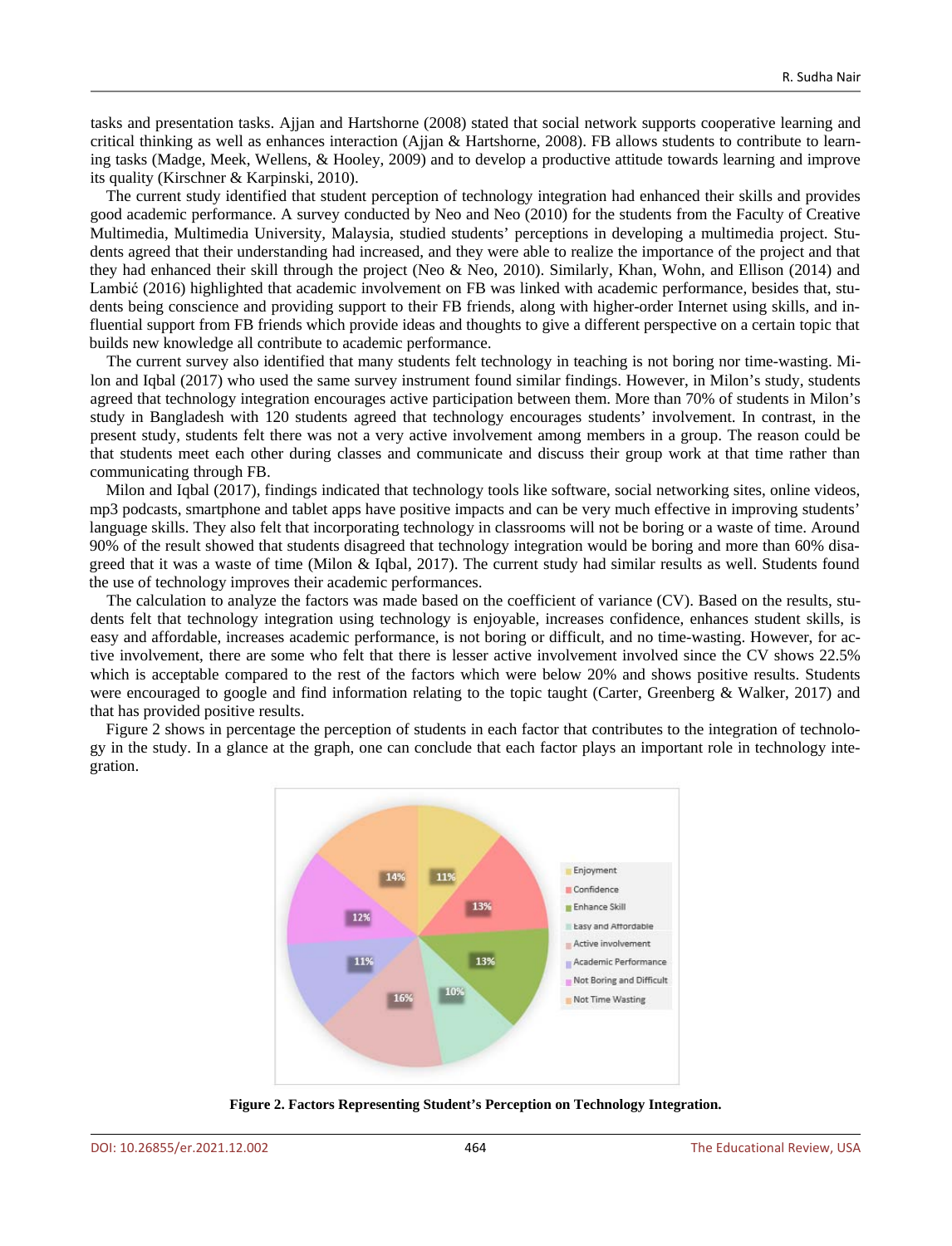tasks and presentation tasks. Ajjan and Hartshorne (2008) stated that social network supports cooperative learning and critical thinking as well as enhances interaction (Ajjan & Hartshorne, 2008). FB allows students to contribute to learning tasks (Madge, Meek, Wellens, & Hooley, 2009) and to develop a productive attitude towards learning and improve its quality (Kirschner & Karpinski, 2010).

The current study identified that student perception of technology integration had enhanced their skills and provides good academic performance. A survey conducted by Neo and Neo (2010) for the students from the Faculty of Creative Multimedia, Multimedia University, Malaysia, studied students' perceptions in developing a multimedia project. Students agreed that their understanding had increased, and they were able to realize the importance of the project and that they had enhanced their skill through the project (Neo & Neo, 2010). Similarly, Khan, Wohn, and Ellison (2014) and Lambić (2016) highlighted that academic involvement on FB was linked with academic performance, besides that, students being conscience and providing support to their FB friends, along with higher-order Internet using skills, and influential support from FB friends which provide ideas and thoughts to give a different perspective on a certain topic that builds new knowledge all contribute to academic performance.

The current survey also identified that many students felt technology in teaching is not boring nor time-wasting. Milon and Iqbal (2017) who used the same survey instrument found similar findings. However, in Milon's study, students agreed that technology integration encourages active participation between them. More than 70% of students in Milon's study in Bangladesh with 120 students agreed that technology encourages students' involvement. In contrast, in the present study, students felt there was not a very active involvement among members in a group. The reason could be that students meet each other during classes and communicate and discuss their group work at that time rather than communicating through FB.

Milon and Iqbal (2017), findings indicated that technology tools like software, social networking sites, online videos, mp3 podcasts, smartphone and tablet apps have positive impacts and can be very much effective in improving students' language skills. They also felt that incorporating technology in classrooms will not be boring or a waste of time. Around 90% of the result showed that students disagreed that technology integration would be boring and more than 60% disagreed that it was a waste of time (Milon & Iqbal, 2017). The current study had similar results as well. Students found the use of technology improves their academic performances.

The calculation to analyze the factors was made based on the coefficient of variance (CV). Based on the results, students felt that technology integration using technology is enjoyable, increases confidence, enhances student skills, is easy and affordable, increases academic performance, is not boring or difficult, and no time-wasting. However, for active involvement, there are some who felt that there is lesser active involvement involved since the CV shows 22.5% which is acceptable compared to the rest of the factors which were below 20% and shows positive results. Students were encouraged to google and find information relating to the topic taught (Carter, Greenberg & Walker, 2017) and that has provided positive results.

Figure 2 shows in percentage the perception of students in each factor that contributes to the integration of technology in the study. In a glance at the graph, one can conclude that each factor plays an important role in technology integration.

**Figure 2. Factors Representing Student's Perception on Technology Integration.**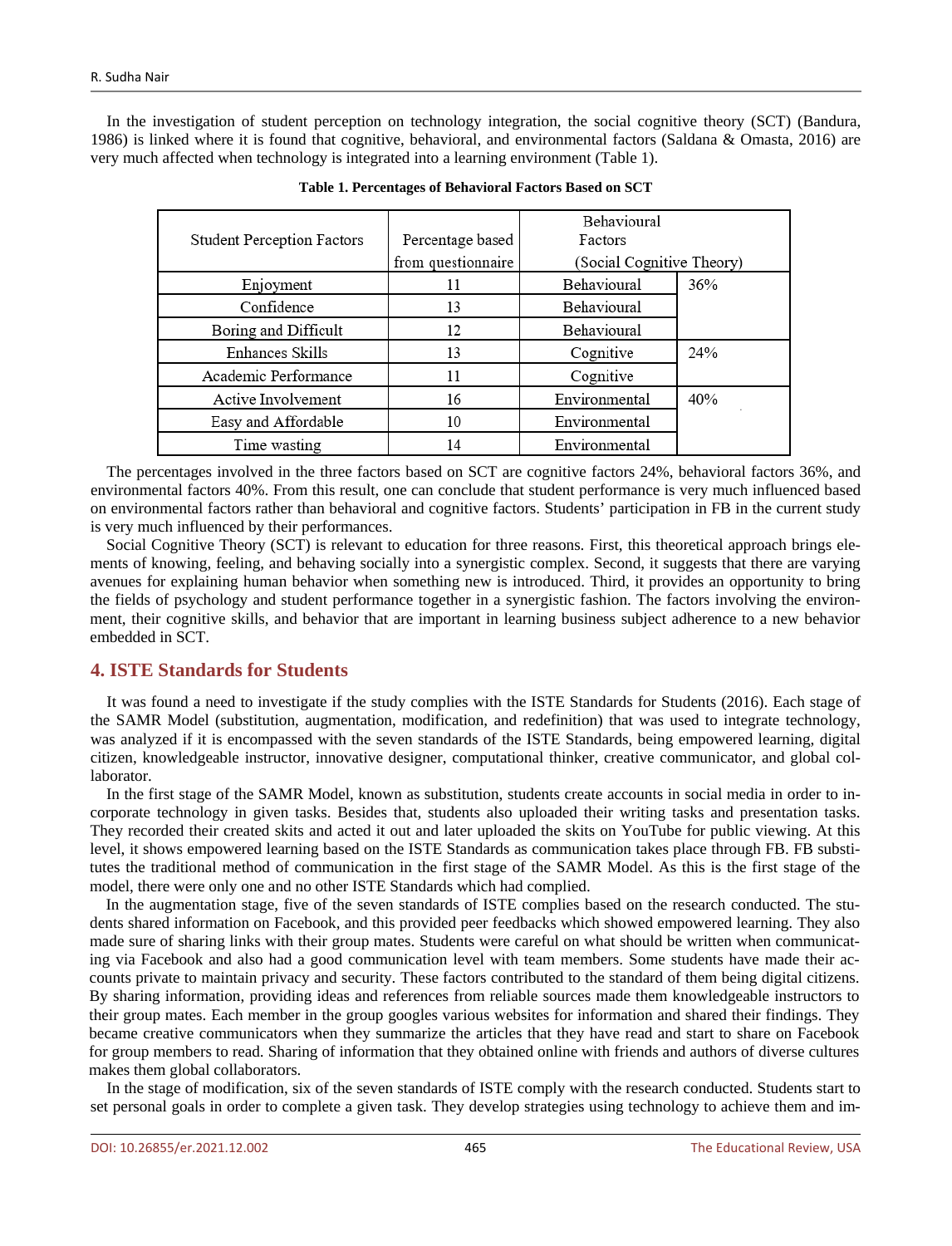In the investigation of student perception on technology integration, the social cognitive theory (SCT) (Bandura, 1986) is linked where it is found that cognitive, behavioral, and environmental factors (Saldana & Omasta, 2016) are very much affected when technology is integrated into a learning environment (Table 1).

**Table 1. Percentages of Behavioral Factors Based on SCT**

| Student Perception Factors | Percentage based from questionnaire | Behavioural Factors (Social Cognitive Theory) | |
|---|---|---|---|
| Enjoyment | 11 | Behavioural | 36% |
| Confidence | 13 | Behavioural | |
| Boring and Difficult | 12 | Behavioural | |
| Enhances Skills | 13 | Cognitive | 24% |
| Academic Performance | 11 | Cognitive | |
| Active Involvement | 16 | Environmental | 40% |
| Easy and Affordable | 10 | Environmental | |
| Time wasting | 14 | Environmental | |

The percentages involved in the three factors based on SCT are cognitive factors 24%, behavioral factors 36%, and environmental factors 40%. From this result, one can conclude that student performance is very much influenced based on environmental factors rather than behavioral and cognitive factors. Students' participation in FB in the current study is very much influenced by their performances.

Social Cognitive Theory (SCT) is relevant to education for three reasons. First, this theoretical approach brings elements of knowing, feeling, and behaving socially into a synergistic complex. Second, it suggests that there are varying avenues for explaining human behavior when something new is introduced. Third, it provides an opportunity to bring the fields of psychology and student performance together in a synergistic fashion. The factors involving the environment, their cognitive skills, and behavior that are important in learning business subject adherence to a new behavior embedded in SCT.

## 4. ISTE Standards for Students

It was found a need to investigate if the study complies with the ISTE Standards for Students (2016). Each stage of the SAMR Model (substitution, augmentation, modification, and redefinition) that was used to integrate technology, was analyzed if it is encompassed with the seven standards of the ISTE Standards, being empowered learning, digital citizen, knowledgeable instructor, innovative designer, computational thinker, creative communicator, and global collaborator.

In the first stage of the SAMR Model, known as substitution, students create accounts in social media in order to incorporate technology in given tasks. Besides that, students also uploaded their writing tasks and presentation tasks. They recorded their created skits and acted it out and later uploaded the skits on YouTube for public viewing. At this level, it shows empowered learning based on the ISTE Standards as communication takes place through FB. FB substitutes the traditional method of communication in the first stage of the SAMR Model. As this is the first stage of the model, there were only one and no other ISTE Standards which had complied.

In the augmentation stage, five of the seven standards of ISTE complies based on the research conducted. The students shared information on Facebook, and this provided peer feedbacks which showed empowered learning. They also made sure of sharing links with their group mates. Students were careful on what should be written when communicating via Facebook and also had a good communication level with team members. Some students have made their accounts private to maintain privacy and security. These factors contributed to the standard of them being digital citizens. By sharing information, providing ideas and references from reliable sources made them knowledgeable instructors to their group mates. Each member in the group googles various websites for information and shared their findings. They became creative communicators when they summarize the articles that they have read and start to share on Facebook for group members to read. Sharing of information that they obtained online with friends and authors of diverse cultures makes them global collaborators.

In the stage of modification, six of the seven standards of ISTE comply with the research conducted. Students start to set personal goals in order to complete a given task. They develop strategies using technology to achieve them and im-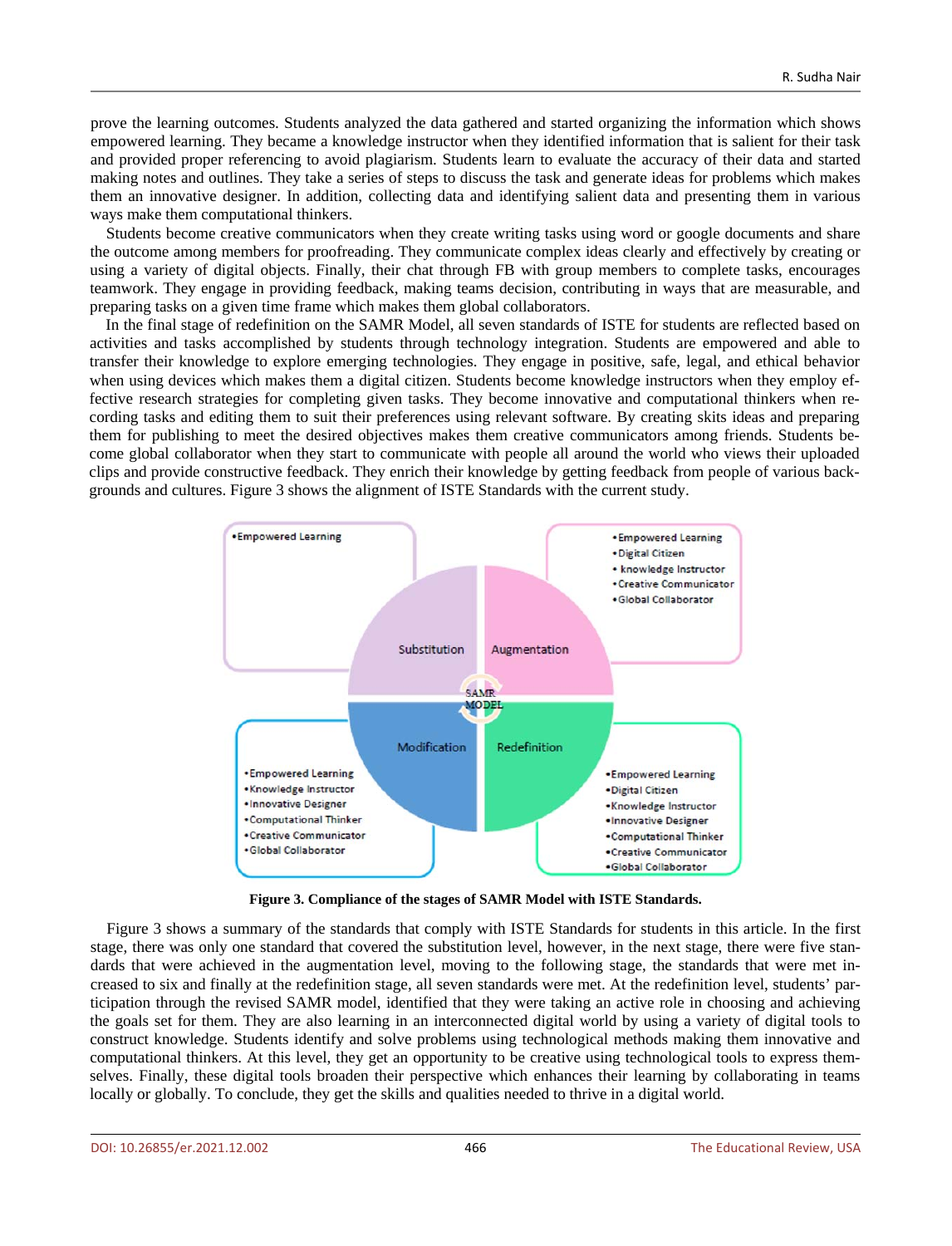prove the learning outcomes. Students analyzed the data gathered and started organizing the information which shows empowered learning. They became a knowledge instructor when they identified information that is salient for their task and provided proper referencing to avoid plagiarism. Students learn to evaluate the accuracy of their data and started making notes and outlines. They take a series of steps to discuss the task and generate ideas for problems which makes them an innovative designer. In addition, collecting data and identifying salient data and presenting them in various ways make them computational thinkers.

Students become creative communicators when they create writing tasks using word or google documents and share the outcome among members for proofreading. They communicate complex ideas clearly and effectively by creating or using a variety of digital objects. Finally, their chat through FB with group members to complete tasks, encourages teamwork. They engage in providing feedback, making teams decision, contributing in ways that are measurable, and preparing tasks on a given time frame which makes them global collaborators.

In the final stage of redefinition on the SAMR Model, all seven standards of ISTE for students are reflected based on activities and tasks accomplished by students through technology integration. Students are empowered and able to transfer their knowledge to explore emerging technologies. They engage in positive, safe, legal, and ethical behavior when using devices which makes them a digital citizen. Students become knowledge instructors when they employ effective research strategies for completing given tasks. They become innovative and computational thinkers when recording tasks and editing them to suit their preferences using relevant software. By creating skits ideas and preparing them for publishing to meet the desired objectives makes them creative communicators among friends. Students become global collaborator when they start to communicate with people all around the world who views their uploaded clips and provide constructive feedback. They enrich their knowledge by getting feedback from people of various backgrounds and cultures. Figure 3 shows the alignment of ISTE Standards with the current study.

| SAMR Stage | ISTE Standards |
|---|---|
| Substitution | •Empowered Learning |
| Augmentation | •Empowered Learning<br>•Digital Citizen<br>• knowledge Instructor<br>•Creative Communicator<br>•Global Collaborator |
| Modification | •Empowered Learning<br>•Knowledge Instructor<br>•Innovative Designer<br>•Computational Thinker<br>•Creative Communicator<br>•Global Collaborator |
| Redefinition | •Empowered Learning<br>•Digital Citizen<br>•Knowledge Instructor<br>•Innovative Designer<br>•Computational Thinker<br>•Creative Communicator<br>•Global Collaborator |

**Figure 3. Compliance of the stages of SAMR Model with ISTE Standards.**

Figure 3 shows a summary of the standards that comply with ISTE Standards for students in this article. In the first stage, there was only one standard that covered the substitution level, however, in the next stage, there were five standards that were achieved in the augmentation level, moving to the following stage, the standards that were met increased to six and finally at the redefinition stage, all seven standards were met. At the redefinition level, students' participation through the revised SAMR model, identified that they were taking an active role in choosing and achieving the goals set for them. They are also learning in an interconnected digital world by using a variety of digital tools to construct knowledge. Students identify and solve problems using technological methods making them innovative and computational thinkers. At this level, they get an opportunity to be creative using technological tools to express themselves. Finally, these digital tools broaden their perspective which enhances their learning by collaborating in teams locally or globally. To conclude, they get the skills and qualities needed to thrive in a digital world.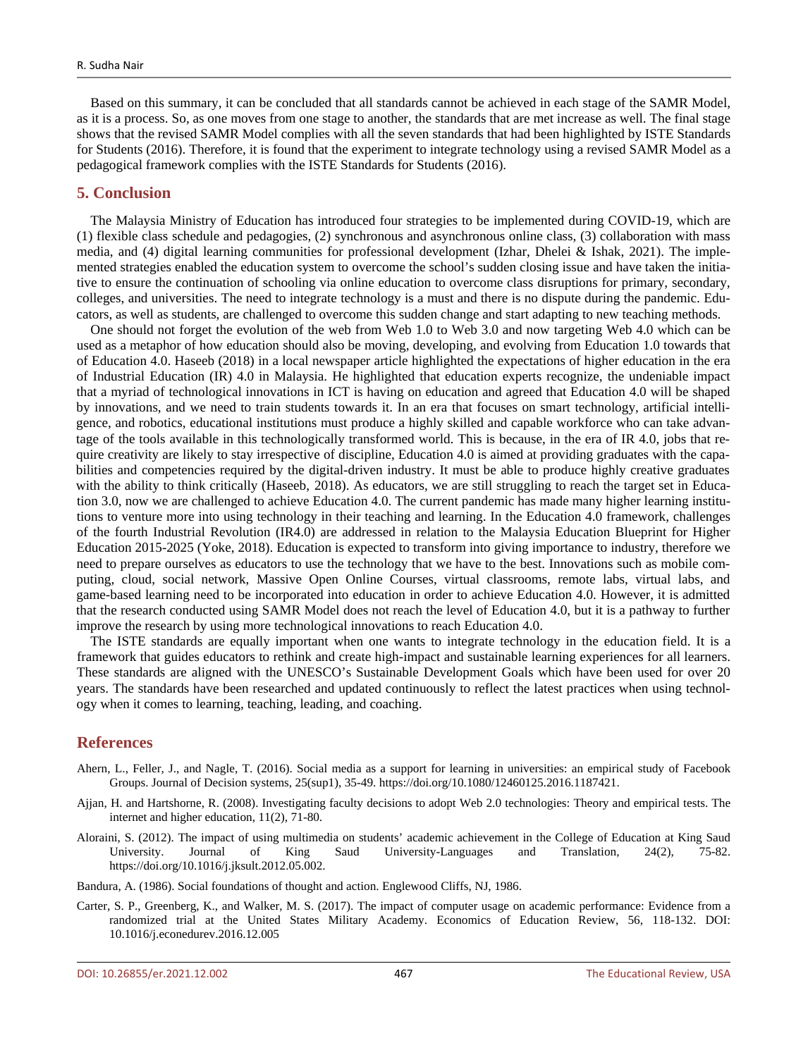Based on this summary, it can be concluded that all standards cannot be achieved in each stage of the SAMR Model, as it is a process. So, as one moves from one stage to another, the standards that are met increase as well. The final stage shows that the revised SAMR Model complies with all the seven standards that had been highlighted by ISTE Standards for Students (2016). Therefore, it is found that the experiment to integrate technology using a revised SAMR Model as a pedagogical framework complies with the ISTE Standards for Students (2016).

## 5. Conclusion

The Malaysia Ministry of Education has introduced four strategies to be implemented during COVID-19, which are (1) flexible class schedule and pedagogies, (2) synchronous and asynchronous online class, (3) collaboration with mass media, and (4) digital learning communities for professional development (Izhar, Dhelei & Ishak, 2021). The implemented strategies enabled the education system to overcome the school's sudden closing issue and have taken the initiative to ensure the continuation of schooling via online education to overcome class disruptions for primary, secondary, colleges, and universities. The need to integrate technology is a must and there is no dispute during the pandemic. Educators, as well as students, are challenged to overcome this sudden change and start adapting to new teaching methods.

One should not forget the evolution of the web from Web 1.0 to Web 3.0 and now targeting Web 4.0 which can be used as a metaphor of how education should also be moving, developing, and evolving from Education 1.0 towards that of Education 4.0. Haseeb (2018) in a local newspaper article highlighted the expectations of higher education in the era of Industrial Education (IR) 4.0 in Malaysia. He highlighted that education experts recognize, the undeniable impact that a myriad of technological innovations in ICT is having on education and agreed that Education 4.0 will be shaped by innovations, and we need to train students towards it. In an era that focuses on smart technology, artificial intelligence, and robotics, educational institutions must produce a highly skilled and capable workforce who can take advantage of the tools available in this technologically transformed world. This is because, in the era of IR 4.0, jobs that require creativity are likely to stay irrespective of discipline, Education 4.0 is aimed at providing graduates with the capabilities and competencies required by the digital-driven industry. It must be able to produce highly creative graduates with the ability to think critically (Haseeb, 2018). As educators, we are still struggling to reach the target set in Education 3.0, now we are challenged to achieve Education 4.0. The current pandemic has made many higher learning institutions to venture more into using technology in their teaching and learning. In the Education 4.0 framework, challenges of the fourth Industrial Revolution (IR4.0) are addressed in relation to the Malaysia Education Blueprint for Higher Education 2015-2025 (Yoke, 2018). Education is expected to transform into giving importance to industry, therefore we need to prepare ourselves as educators to use the technology that we have to the best. Innovations such as mobile computing, cloud, social network, Massive Open Online Courses, virtual classrooms, remote labs, virtual labs, and game-based learning need to be incorporated into education in order to achieve Education 4.0. However, it is admitted that the research conducted using SAMR Model does not reach the level of Education 4.0, but it is a pathway to further improve the research by using more technological innovations to reach Education 4.0.

The ISTE standards are equally important when one wants to integrate technology in the education field. It is a framework that guides educators to rethink and create high-impact and sustainable learning experiences for all learners. These standards are aligned with the UNESCO's Sustainable Development Goals which have been used for over 20 years. The standards have been researched and updated continuously to reflect the latest practices when using technology when it comes to learning, teaching, leading, and coaching.

## References

Ahern, L., Feller, J., and Nagle, T. (2016). Social media as a support for learning in universities: an empirical study of Facebook Groups. Journal of Decision systems, 25(sup1), 35-49. https://doi.org/10.1080/12460125.2016.1187421.

Ajjan, H. and Hartshorne, R. (2008). Investigating faculty decisions to adopt Web 2.0 technologies: Theory and empirical tests. The internet and higher education, 11(2), 71-80.

Aloraini, S. (2012). The impact of using multimedia on students' academic achievement in the College of Education at King Saud University. Journal of King Saud University-Languages and Translation, 24(2), 75-82. https://doi.org/10.1016/j.jksult.2012.05.002.

Bandura, A. (1986). Social foundations of thought and action. Englewood Cliffs, NJ, 1986.

Carter, S. P., Greenberg, K., and Walker, M. S. (2017). The impact of computer usage on academic performance: Evidence from a randomized trial at the United States Military Academy. Economics of Education Review, 56, 118-132. DOI: 10.1016/j.econedurev.2016.12.005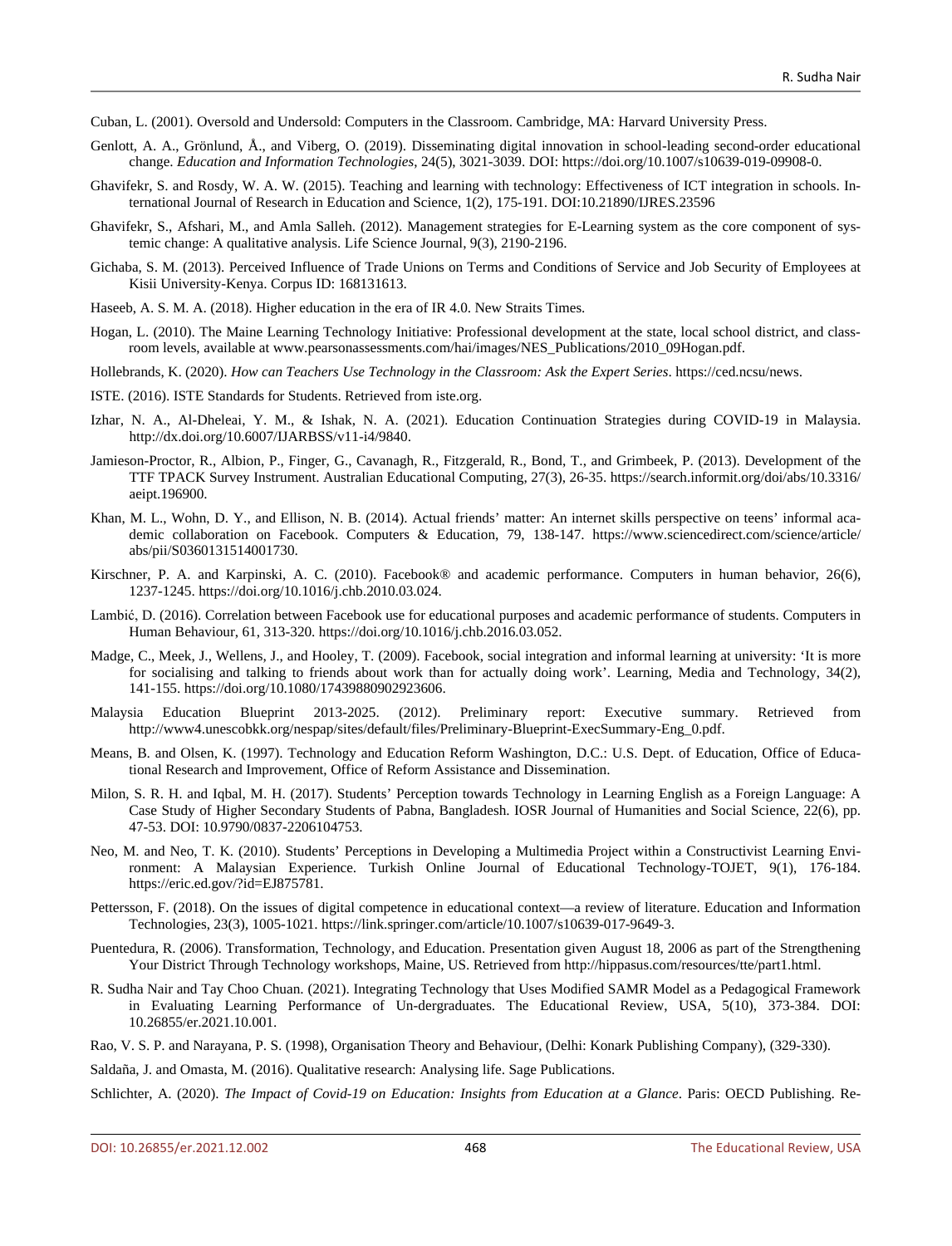Cuban, L. (2001). Oversold and Undersold: Computers in the Classroom. Cambridge, MA: Harvard University Press.

Genlott, A. A., Grönlund, Å., and Viberg, O. (2019). Disseminating digital innovation in school-leading second-order educational change. *Education and Information Technologies*, 24(5), 3021-3039. DOI: https://doi.org/10.1007/s10639-019-09908-0.

Ghavifekr, S. and Rosdy, W. A. W. (2015). Teaching and learning with technology: Effectiveness of ICT integration in schools. International Journal of Research in Education and Science, 1(2), 175-191. DOI:10.21890/IJRES.23596

Ghavifekr, S., Afshari, M., and Amla Salleh. (2012). Management strategies for E-Learning system as the core component of systemic change: A qualitative analysis. Life Science Journal, 9(3), 2190-2196.

Gichaba, S. M. (2013). Perceived Influence of Trade Unions on Terms and Conditions of Service and Job Security of Employees at Kisii University-Kenya. Corpus ID: 168131613.

Haseeb, A. S. M. A. (2018). Higher education in the era of IR 4.0. New Straits Times.

Hogan, L. (2010). The Maine Learning Technology Initiative: Professional development at the state, local school district, and classroom levels, available at www.pearsonassessments.com/hai/images/NES_Publications/2010_09Hogan.pdf.

Hollebrands, K. (2020). *How can Teachers Use Technology in the Classroom: Ask the Expert Series*. https://ced.ncsu/news.

ISTE. (2016). ISTE Standards for Students. Retrieved from iste.org.

Izhar, N. A., Al-Dheleai, Y. M., & Ishak, N. A. (2021). Education Continuation Strategies during COVID-19 in Malaysia. http://dx.doi.org/10.6007/IJARBSS/v11-i4/9840.

Jamieson-Proctor, R., Albion, P., Finger, G., Cavanagh, R., Fitzgerald, R., Bond, T., and Grimbeek, P. (2013). Development of the TTF TPACK Survey Instrument. Australian Educational Computing, 27(3), 26-35. https://search.informit.org/doi/abs/10.3316/aeipt.196900.

Khan, M. L., Wohn, D. Y., and Ellison, N. B. (2014). Actual friends' matter: An internet skills perspective on teens' informal academic collaboration on Facebook. Computers & Education, 79, 138-147. https://www.sciencedirect.com/science/article/abs/pii/S0360131514001730.

Kirschner, P. A. and Karpinski, A. C. (2010). Facebook® and academic performance. Computers in human behavior, 26(6), 1237-1245. https://doi.org/10.1016/j.chb.2010.03.024.

Lambić, D. (2016). Correlation between Facebook use for educational purposes and academic performance of students. Computers in Human Behaviour, 61, 313-320. https://doi.org/10.1016/j.chb.2016.03.052.

Madge, C., Meek, J., Wellens, J., and Hooley, T. (2009). Facebook, social integration and informal learning at university: 'It is more for socialising and talking to friends about work than for actually doing work'. Learning, Media and Technology, 34(2), 141-155. https://doi.org/10.1080/17439880902923606.

Malaysia Education Blueprint 2013-2025. (2012). Preliminary report: Executive summary. Retrieved from http://www4.unescobkk.org/nespap/sites/default/files/Preliminary-Blueprint-ExecSummary-Eng_0.pdf.

Means, B. and Olsen, K. (1997). Technology and Education Reform Washington, D.C.: U.S. Dept. of Education, Office of Educational Research and Improvement, Office of Reform Assistance and Dissemination.

Milon, S. R. H. and Iqbal, M. H. (2017). Students' Perception towards Technology in Learning English as a Foreign Language: A Case Study of Higher Secondary Students of Pabna, Bangladesh. IOSR Journal of Humanities and Social Science, 22(6), pp. 47-53. DOI: 10.9790/0837-2206104753.

Neo, M. and Neo, T. K. (2010). Students' Perceptions in Developing a Multimedia Project within a Constructivist Learning Environment: A Malaysian Experience. Turkish Online Journal of Educational Technology-TOJET, 9(1), 176-184. https://eric.ed.gov/?id=EJ875781.

Pettersson, F. (2018). On the issues of digital competence in educational context—a review of literature. Education and Information Technologies, 23(3), 1005-1021. https://link.springer.com/article/10.1007/s10639-017-9649-3.

Puentedura, R. (2006). Transformation, Technology, and Education. Presentation given August 18, 2006 as part of the Strengthening Your District Through Technology workshops, Maine, US. Retrieved from http://hippasus.com/resources/tte/part1.html.

R. Sudha Nair and Tay Choo Chuan. (2021). Integrating Technology that Uses Modified SAMR Model as a Pedagogical Framework in Evaluating Learning Performance of Un-dergraduates. The Educational Review, USA, 5(10), 373-384. DOI: 10.26855/er.2021.10.001.

Rao, V. S. P. and Narayana, P. S. (1998), Organisation Theory and Behaviour, (Delhi: Konark Publishing Company), (329-330).

Saldaña, J. and Omasta, M. (2016). Qualitative research: Analysing life. Sage Publications.

Schlichter, A. (2020). *The Impact of Covid-19 on Education: Insights from Education at a Glance*. Paris: OECD Publishing. Re-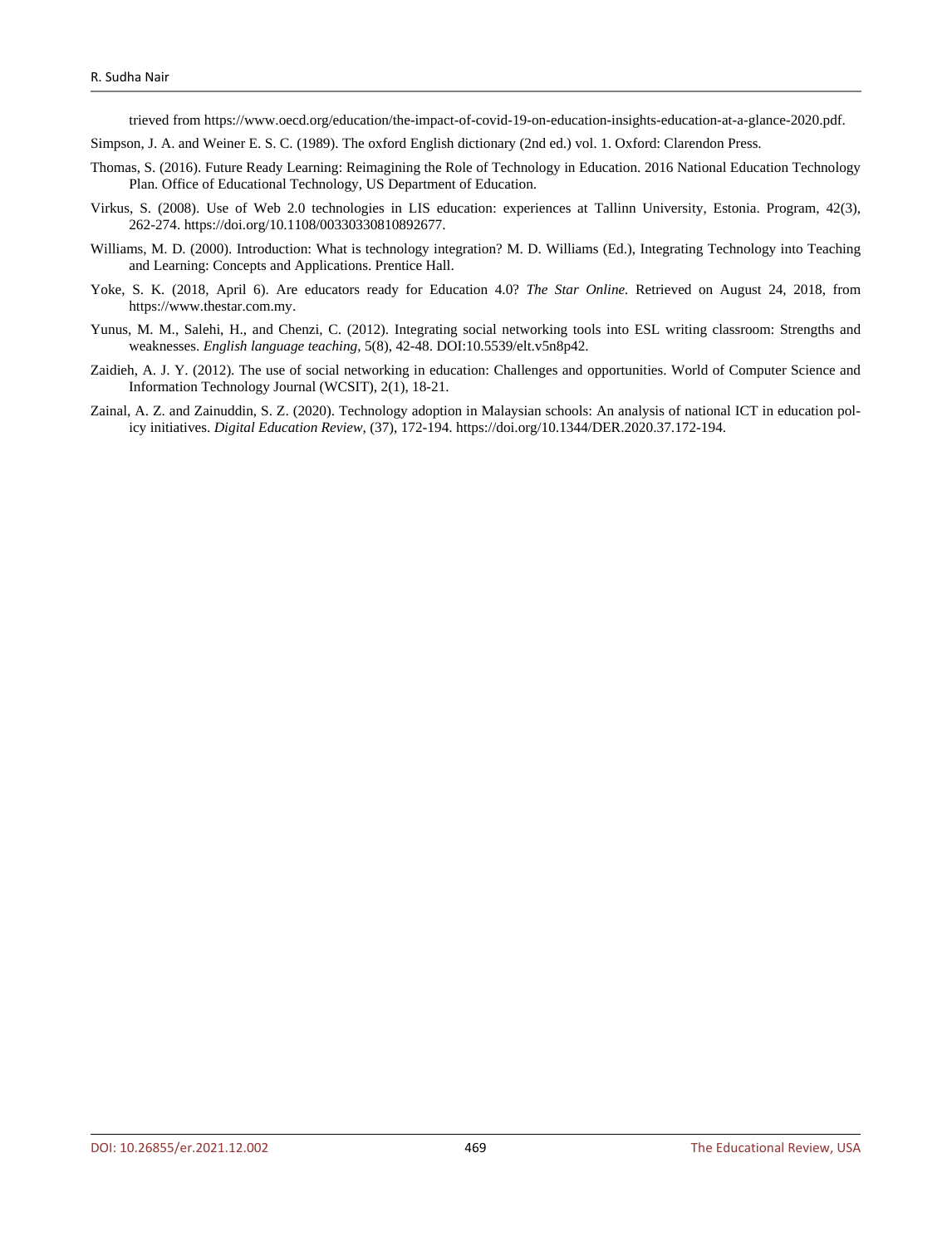trieved from https://www.oecd.org/education/the-impact-of-covid-19-on-education-insights-education-at-a-glance-2020.pdf.

Simpson, J. A. and Weiner E. S. C. (1989). The oxford English dictionary (2nd ed.) vol. 1. Oxford: Clarendon Press.

Thomas, S. (2016). Future Ready Learning: Reimagining the Role of Technology in Education. 2016 National Education Technology Plan. Office of Educational Technology, US Department of Education.

Virkus, S. (2008). Use of Web 2.0 technologies in LIS education: experiences at Tallinn University, Estonia. Program, 42(3), 262-274. https://doi.org/10.1108/00330330810892677.

Williams, M. D. (2000). Introduction: What is technology integration? M. D. Williams (Ed.), Integrating Technology into Teaching and Learning: Concepts and Applications. Prentice Hall.

Yoke, S. K. (2018, April 6). Are educators ready for Education 4.0? *The Star Online.* Retrieved on August 24, 2018, from https://www.thestar.com.my.

Yunus, M. M., Salehi, H., and Chenzi, C. (2012). Integrating social networking tools into ESL writing classroom: Strengths and weaknesses. *English language teaching*, 5(8), 42-48. DOI:10.5539/elt.v5n8p42.

Zaidieh, A. J. Y. (2012). The use of social networking in education: Challenges and opportunities. World of Computer Science and Information Technology Journal (WCSIT), 2(1), 18-21.

Zainal, A. Z. and Zainuddin, S. Z. (2020). Technology adoption in Malaysian schools: An analysis of national ICT in education policy initiatives. *Digital Education Review*, (37), 172-194. https://doi.org/10.1344/DER.2020.37.172-194.